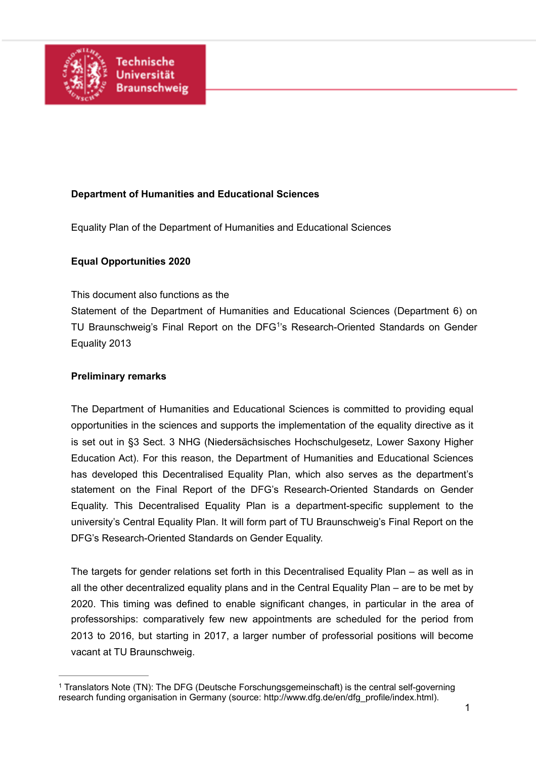Technische Universität Braunschweig

**Department of Humanities and Educational Sciences**

Equality Plan of the Department of Humanities and Educational Sciences

**Equal Opportunities 2020**

This document also functions as the
Statement of the Department of Humanities and Educational Sciences (Department 6) on TU Braunschweig's Final Report on the DFG[1]'s Research-Oriented Standards on Gender Equality 2013

**Preliminary remarks**

The Department of Humanities and Educational Sciences is committed to providing equal opportunities in the sciences and supports the implementation of the equality directive as it is set out in §3 Sect. 3 NHG (Niedersächsisches Hochschulgesetz, Lower Saxony Higher Education Act). For this reason, the Department of Humanities and Educational Sciences has developed this Decentralised Equality Plan, which also serves as the department's statement on the Final Report of the DFG's Research-Oriented Standards on Gender Equality. This Decentralised Equality Plan is a department-specific supplement to the university's Central Equality Plan. It will form part of TU Braunschweig's Final Report on the DFG's Research-Oriented Standards on Gender Equality.

The targets for gender relations set forth in this Decentralised Equality Plan – as well as in all the other decentralized equality plans and in the Central Equality Plan – are to be met by 2020. This timing was defined to enable significant changes, in particular in the area of professorships: comparatively few new appointments are scheduled for the period from 2013 to 2016, but starting in 2017, a larger number of professorial positions will become vacant at TU Braunschweig.

---

[1] Translators Note (TN): The DFG (Deutsche Forschungsgemeinschaft) is the central self-governing research funding organisation in Germany (source: http://www.dfg.de/en/dfg_profile/index.html).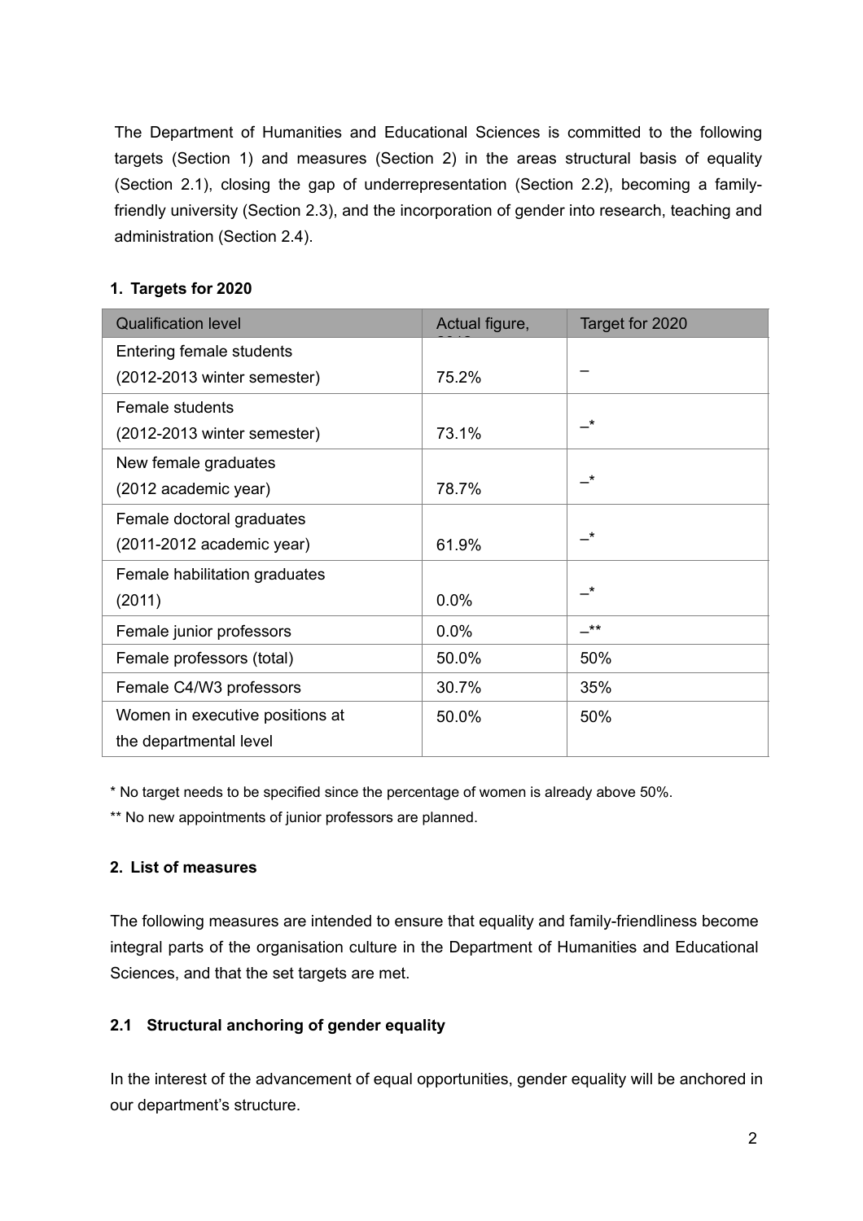The Department of Humanities and Educational Sciences is committed to the following targets (Section 1) and measures (Section 2) in the areas structural basis of equality (Section 2.1), closing the gap of underrepresentation (Section 2.2), becoming a family-friendly university (Section 2.3), and the incorporation of gender into research, teaching and administration (Section 2.4).

## 1. Targets for 2020

| Qualification level | Actual figure, 2012 | Target for 2020 |
|---|---|---|
| Entering female students (2012-2013 winter semester) | 75.2% | – |
| Female students (2012-2013 winter semester) | 73.1% | –* |
| New female graduates (2012 academic year) | 78.7% | –* |
| Female doctoral graduates (2011-2012 academic year) | 61.9% | –* |
| Female habilitation graduates (2011) | 0.0% | –* |
| Female junior professors | 0.0% | –** |
| Female professors (total) | 50.0% | 50% |
| Female C4/W3 professors | 30.7% | 35% |
| Women in executive positions at the departmental level | 50.0% | 50% |

* No target needs to be specified since the percentage of women is already above 50%.

** No new appointments of junior professors are planned.

## 2. List of measures

The following measures are intended to ensure that equality and family-friendliness become integral parts of the organisation culture in the Department of Humanities and Educational Sciences, and that the set targets are met.

### 2.1 Structural anchoring of gender equality

In the interest of the advancement of equal opportunities, gender equality will be anchored in our department's structure.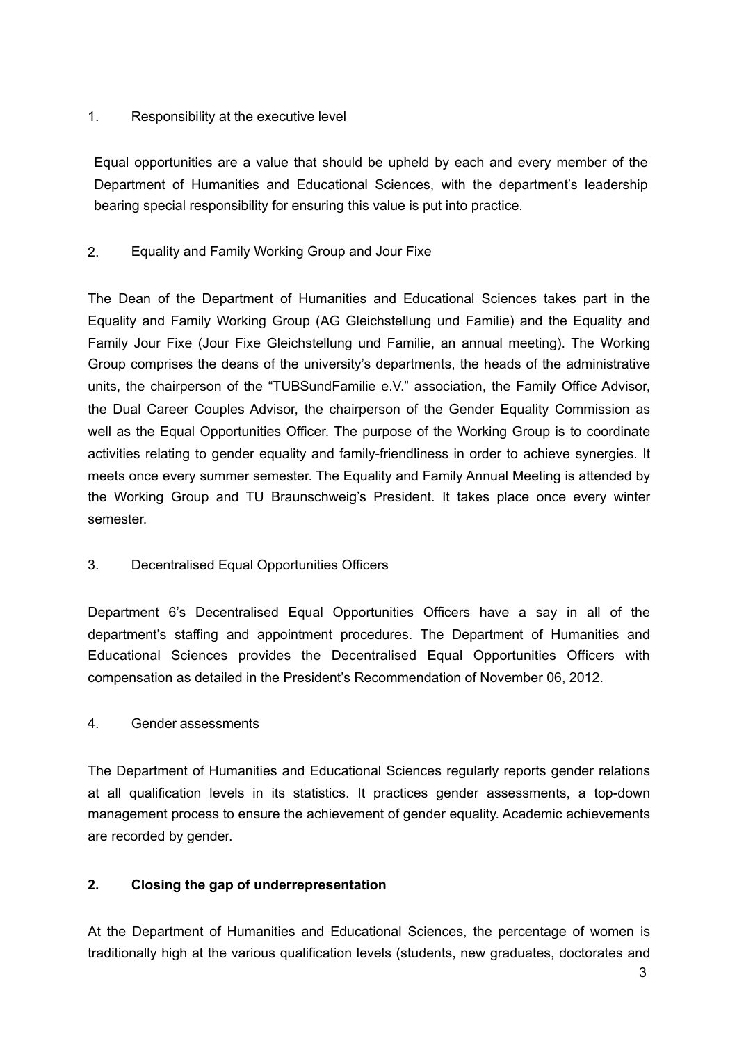### 1. Responsibility at the executive level

Equal opportunities are a value that should be upheld by each and every member of the Department of Humanities and Educational Sciences, with the department's leadership bearing special responsibility for ensuring this value is put into practice.

### 2. Equality and Family Working Group and Jour Fixe

The Dean of the Department of Humanities and Educational Sciences takes part in the Equality and Family Working Group (AG Gleichstellung und Familie) and the Equality and Family Jour Fixe (Jour Fixe Gleichstellung und Familie, an annual meeting). The Working Group comprises the deans of the university's departments, the heads of the administrative units, the chairperson of the "TUBSundFamilie e.V." association, the Family Office Advisor, the Dual Career Couples Advisor, the chairperson of the Gender Equality Commission as well as the Equal Opportunities Officer. The purpose of the Working Group is to coordinate activities relating to gender equality and family-friendliness in order to achieve synergies. It meets once every summer semester. The Equality and Family Annual Meeting is attended by the Working Group and TU Braunschweig's President. It takes place once every winter semester.

### 3. Decentralised Equal Opportunities Officers

Department 6's Decentralised Equal Opportunities Officers have a say in all of the department's staffing and appointment procedures. The Department of Humanities and Educational Sciences provides the Decentralised Equal Opportunities Officers with compensation as detailed in the President's Recommendation of November 06, 2012.

### 4. Gender assessments

The Department of Humanities and Educational Sciences regularly reports gender relations at all qualification levels in its statistics. It practices gender assessments, a top-down management process to ensure the achievement of gender equality. Academic achievements are recorded by gender.

## 2. Closing the gap of underrepresentation

At the Department of Humanities and Educational Sciences, the percentage of women is traditionally high at the various qualification levels (students, new graduates, doctorates and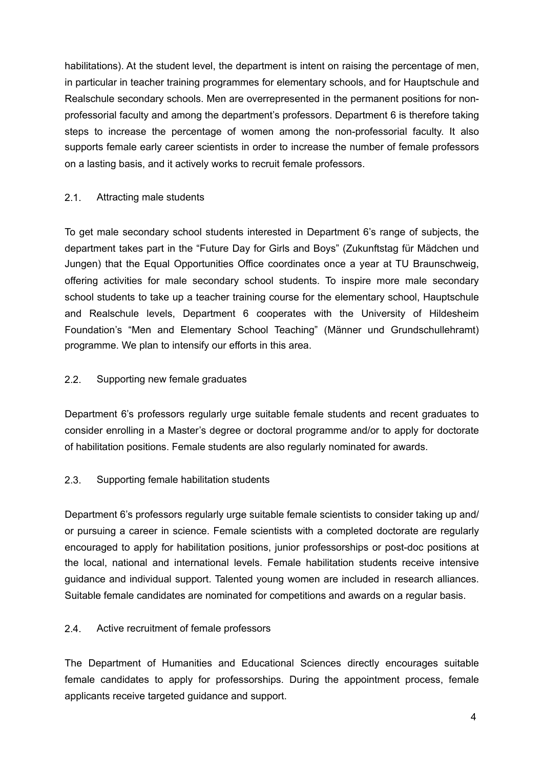habilitations). At the student level, the department is intent on raising the percentage of men, in particular in teacher training programmes for elementary schools, and for Hauptschule and Realschule secondary schools. Men are overrepresented in the permanent positions for non-professorial faculty and among the department's professors. Department 6 is therefore taking steps to increase the percentage of women among the non-professorial faculty. It also supports female early career scientists in order to increase the number of female professors on a lasting basis, and it actively works to recruit female professors.

### 2.1. Attracting male students

To get male secondary school students interested in Department 6's range of subjects, the department takes part in the "Future Day for Girls and Boys" (Zukunftstag für Mädchen und Jungen) that the Equal Opportunities Office coordinates once a year at TU Braunschweig, offering activities for male secondary school students. To inspire more male secondary school students to take up a teacher training course for the elementary school, Hauptschule and Realschule levels, Department 6 cooperates with the University of Hildesheim Foundation's "Men and Elementary School Teaching" (Männer und Grundschullehramt) programme. We plan to intensify our efforts in this area.

### 2.2. Supporting new female graduates

Department 6's professors regularly urge suitable female students and recent graduates to consider enrolling in a Master's degree or doctoral programme and/or to apply for doctorate of habilitation positions. Female students are also regularly nominated for awards.

### 2.3. Supporting female habilitation students

Department 6's professors regularly urge suitable female scientists to consider taking up and/or pursuing a career in science. Female scientists with a completed doctorate are regularly encouraged to apply for habilitation positions, junior professorships or post-doc positions at the local, national and international levels. Female habilitation students receive intensive guidance and individual support. Talented young women are included in research alliances. Suitable female candidates are nominated for competitions and awards on a regular basis.

### 2.4. Active recruitment of female professors

The Department of Humanities and Educational Sciences directly encourages suitable female candidates to apply for professorships. During the appointment process, female applicants receive targeted guidance and support.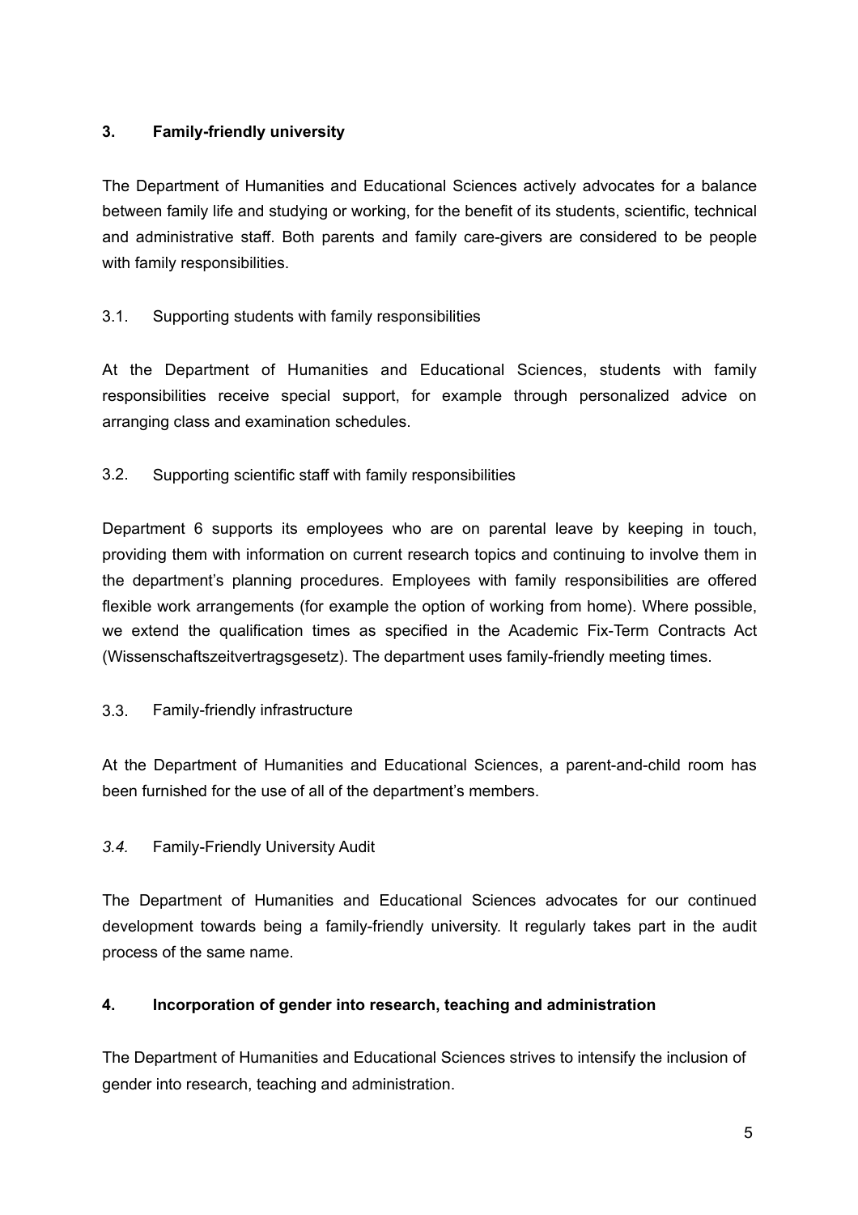## 3. Family-friendly university

The Department of Humanities and Educational Sciences actively advocates for a balance between family life and studying or working, for the benefit of its students, scientific, technical and administrative staff. Both parents and family care-givers are considered to be people with family responsibilities.

### 3.1. Supporting students with family responsibilities

At the Department of Humanities and Educational Sciences, students with family responsibilities receive special support, for example through personalized advice on arranging class and examination schedules.

### 3.2. Supporting scientific staff with family responsibilities

Department 6 supports its employees who are on parental leave by keeping in touch, providing them with information on current research topics and continuing to involve them in the department's planning procedures. Employees with family responsibilities are offered flexible work arrangements (for example the option of working from home). Where possible, we extend the qualification times as specified in the Academic Fix-Term Contracts Act (Wissenschaftszeitvertragsgesetz). The department uses family-friendly meeting times.

### 3.3. Family-friendly infrastructure

At the Department of Humanities and Educational Sciences, a parent-and-child room has been furnished for the use of all of the department's members.

### *3.4.* Family-Friendly University Audit

The Department of Humanities and Educational Sciences advocates for our continued development towards being a family-friendly university. It regularly takes part in the audit process of the same name.

## 4. Incorporation of gender into research, teaching and administration

The Department of Humanities and Educational Sciences strives to intensify the inclusion of gender into research, teaching and administration.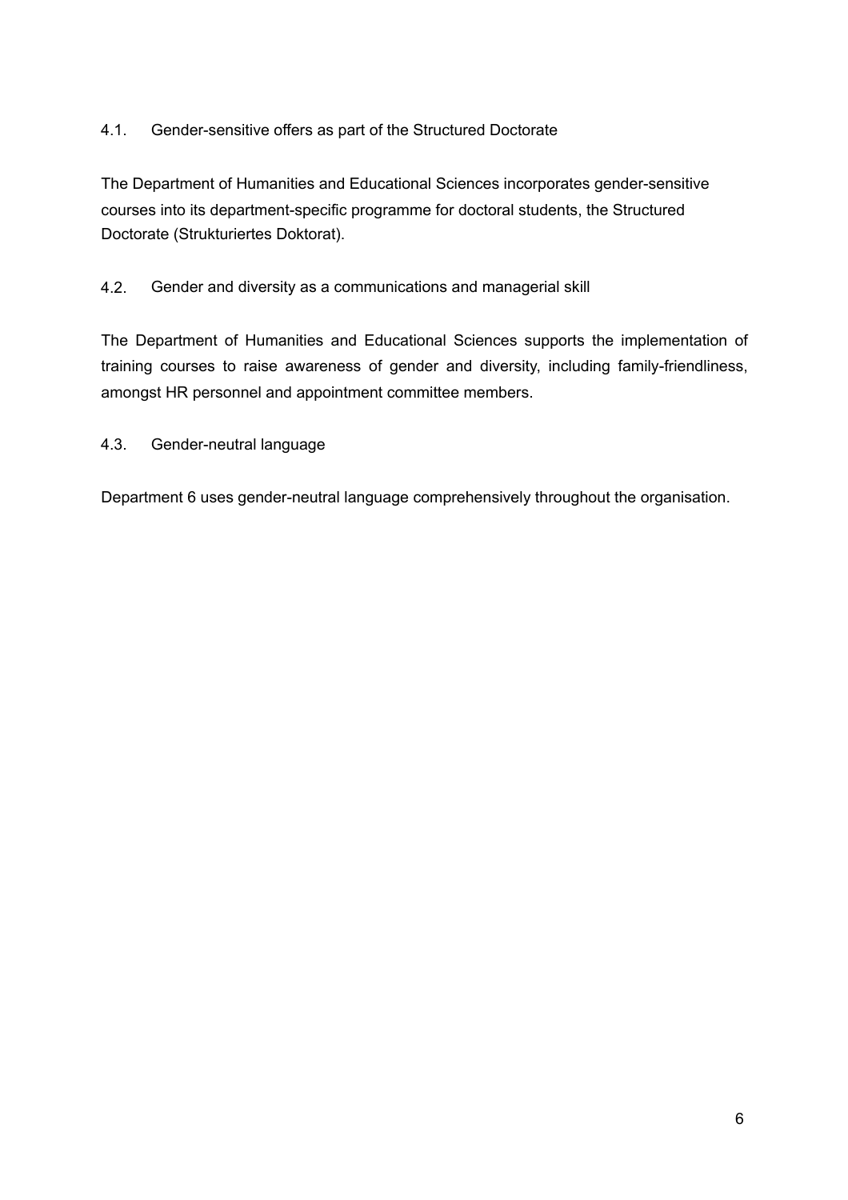### 4.1. Gender-sensitive offers as part of the Structured Doctorate

The Department of Humanities and Educational Sciences incorporates gender-sensitive courses into its department-specific programme for doctoral students, the Structured Doctorate (Strukturiertes Doktorat).

### 4.2. Gender and diversity as a communications and managerial skill

The Department of Humanities and Educational Sciences supports the implementation of training courses to raise awareness of gender and diversity, including family-friendliness, amongst HR personnel and appointment committee members.

### 4.3. Gender-neutral language

Department 6 uses gender-neutral language comprehensively throughout the organisation.